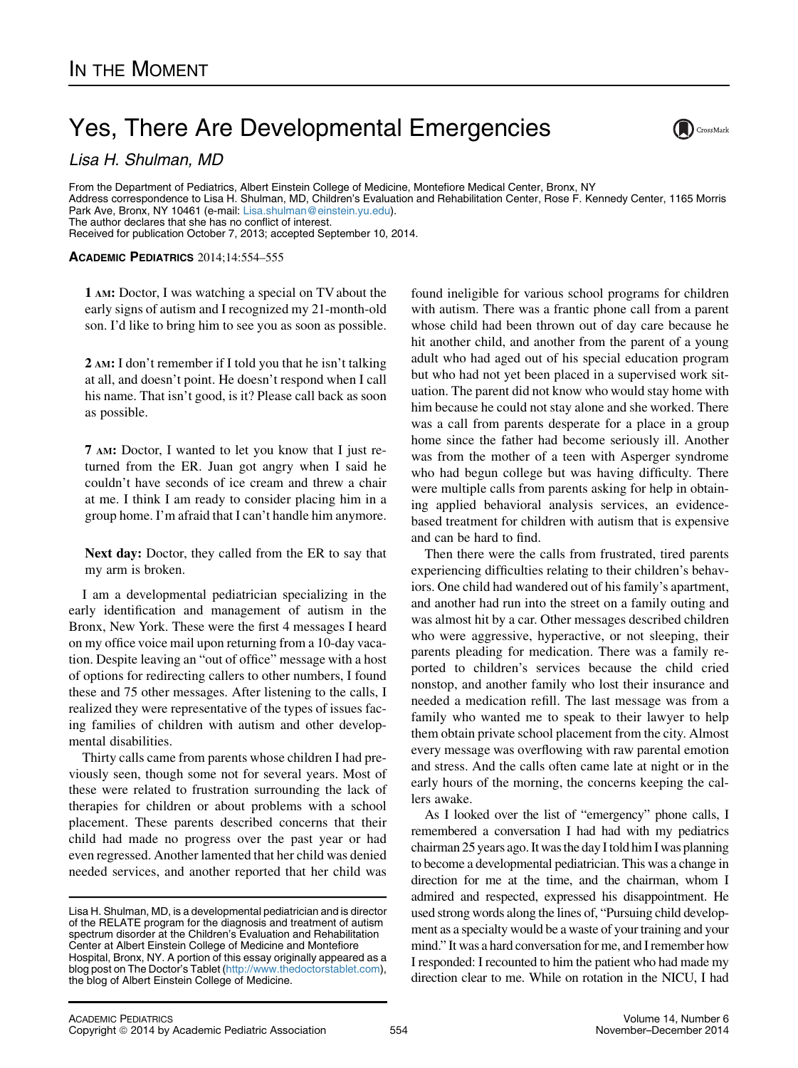# In the Moment

# Yes, There Are Developmental Emergencies

*Lisa H. Shulman, MD*

From the Department of Pediatrics, Albert Einstein College of Medicine, Montefiore Medical Center, Bronx, NY
Address correspondence to Lisa H. Shulman, MD, Children's Evaluation and Rehabilitation Center, Rose F. Kennedy Center, 1165 Morris Park Ave, Bronx, NY 10461 (e-mail: Lisa.shulman@einstein.yu.edu).
The author declares that she has no conflict of interest.
Received for publication October 7, 2013; accepted September 10, 2014.

**Academic Pediatrics** 2014;14:554–555

**1 AM:** Doctor, I was watching a special on TV about the early signs of autism and I recognized my 21-month-old son. I'd like to bring him to see you as soon as possible.

**2 AM:** I don't remember if I told you that he isn't talking at all, and doesn't point. He doesn't respond when I call his name. That isn't good, is it? Please call back as soon as possible.

**7 AM:** Doctor, I wanted to let you know that I just returned from the ER. Juan got angry when I said he couldn't have seconds of ice cream and threw a chair at me. I think I am ready to consider placing him in a group home. I'm afraid that I can't handle him anymore.

**Next day:** Doctor, they called from the ER to say that my arm is broken.

I am a developmental pediatrician specializing in the early identification and management of autism in the Bronx, New York. These were the first 4 messages I heard on my office voice mail upon returning from a 10-day vacation. Despite leaving an "out of office" message with a host of options for redirecting callers to other numbers, I found these and 75 other messages. After listening to the calls, I realized they were representative of the types of issues facing families of children with autism and other developmental disabilities.

Thirty calls came from parents whose children I had previously seen, though some not for several years. Most of these were related to frustration surrounding the lack of therapies for children or about problems with a school placement. These parents described concerns that their child had made no progress over the past year or had even regressed. Another lamented that her child was denied needed services, and another reported that her child was found ineligible for various school programs for children with autism. There was a frantic phone call from a parent whose child had been thrown out of day care because he hit another child, and another from the parent of a young adult who had aged out of his special education program but who had not yet been placed in a supervised work situation. The parent did not know who would stay home with him because he could not stay alone and she worked. There was a call from parents desperate for a place in a group home since the father had become seriously ill. Another was from the mother of a teen with Asperger syndrome who had begun college but was having difficulty. There were multiple calls from parents asking for help in obtaining applied behavioral analysis services, an evidence-based treatment for children with autism that is expensive and can be hard to find.

Then there were the calls from frustrated, tired parents experiencing difficulties relating to their children's behaviors. One child had wandered out of his family's apartment, and another had run into the street on a family outing and was almost hit by a car. Other messages described children who were aggressive, hyperactive, or not sleeping, their parents pleading for medication. There was a family reported to children's services because the child cried nonstop, and another family who lost their insurance and needed a medication refill. The last message was from a family who wanted me to speak to their lawyer to help them obtain private school placement from the city. Almost every message was overflowing with raw parental emotion and stress. And the calls often came late at night or in the early hours of the morning, the concerns keeping the callers awake.

As I looked over the list of "emergency" phone calls, I remembered a conversation I had had with my pediatrics chairman 25 years ago. It was the day I told him I was planning to become a developmental pediatrician. This was a change in direction for me at the time, and the chairman, whom I admired and respected, expressed his disappointment. He used strong words along the lines of, "Pursuing child development as a specialty would be a waste of your training and your mind." It was a hard conversation for me, and I remember how I responded: I recounted to him the patient who had made my direction clear to me. While on rotation in the NICU, I had

Lisa H. Shulman, MD, is a developmental pediatrician and is director of the RELATE program for the diagnosis and treatment of autism spectrum disorder at the Children's Evaluation and Rehabilitation Center at Albert Einstein College of Medicine and Montefiore Hospital, Bronx, NY. A portion of this essay originally appeared as a blog post on The Doctor's Tablet (http://www.thedoctorstablet.com), the blog of Albert Einstein College of Medicine.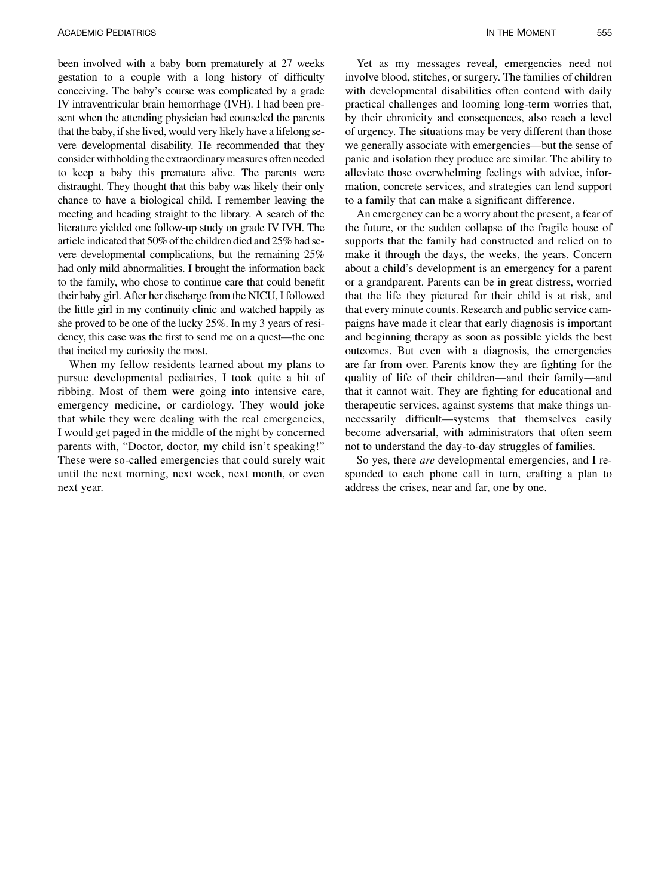been involved with a baby born prematurely at 27 weeks gestation to a couple with a long history of difficulty conceiving. The baby's course was complicated by a grade IV intraventricular brain hemorrhage (IVH). I had been present when the attending physician had counseled the parents that the baby, if she lived, would very likely have a lifelong severe developmental disability. He recommended that they consider withholding the extraordinary measures often needed to keep a baby this premature alive. The parents were distraught. They thought that this baby was likely their only chance to have a biological child. I remember leaving the meeting and heading straight to the library. A search of the literature yielded one follow-up study on grade IV IVH. The article indicated that 50% of the children died and 25% had severe developmental complications, but the remaining 25% had only mild abnormalities. I brought the information back to the family, who chose to continue care that could benefit their baby girl. After her discharge from the NICU, I followed the little girl in my continuity clinic and watched happily as she proved to be one of the lucky 25%. In my 3 years of residency, this case was the first to send me on a quest—the one that incited my curiosity the most.

When my fellow residents learned about my plans to pursue developmental pediatrics, I took quite a bit of ribbing. Most of them were going into intensive care, emergency medicine, or cardiology. They would joke that while they were dealing with the real emergencies, I would get paged in the middle of the night by concerned parents with, "Doctor, doctor, my child isn't speaking!" These were so-called emergencies that could surely wait until the next morning, next week, next month, or even next year.

Yet as my messages reveal, emergencies need not involve blood, stitches, or surgery. The families of children with developmental disabilities often contend with daily practical challenges and looming long-term worries that, by their chronicity and consequences, also reach a level of urgency. The situations may be very different than those we generally associate with emergencies—but the sense of panic and isolation they produce are similar. The ability to alleviate those overwhelming feelings with advice, information, concrete services, and strategies can lend support to a family that can make a significant difference.

An emergency can be a worry about the present, a fear of the future, or the sudden collapse of the fragile house of supports that the family had constructed and relied on to make it through the days, the weeks, the years. Concern about a child's development is an emergency for a parent or a grandparent. Parents can be in great distress, worried that the life they pictured for their child is at risk, and that every minute counts. Research and public service campaigns have made it clear that early diagnosis is important and beginning therapy as soon as possible yields the best outcomes. But even with a diagnosis, the emergencies are far from over. Parents know they are fighting for the quality of life of their children—and their family—and that it cannot wait. They are fighting for educational and therapeutic services, against systems that make things unnecessarily difficult—systems that themselves easily become adversarial, with administrators that often seem not to understand the day-to-day struggles of families.

So yes, there *are* developmental emergencies, and I responded to each phone call in turn, crafting a plan to address the crises, near and far, one by one.